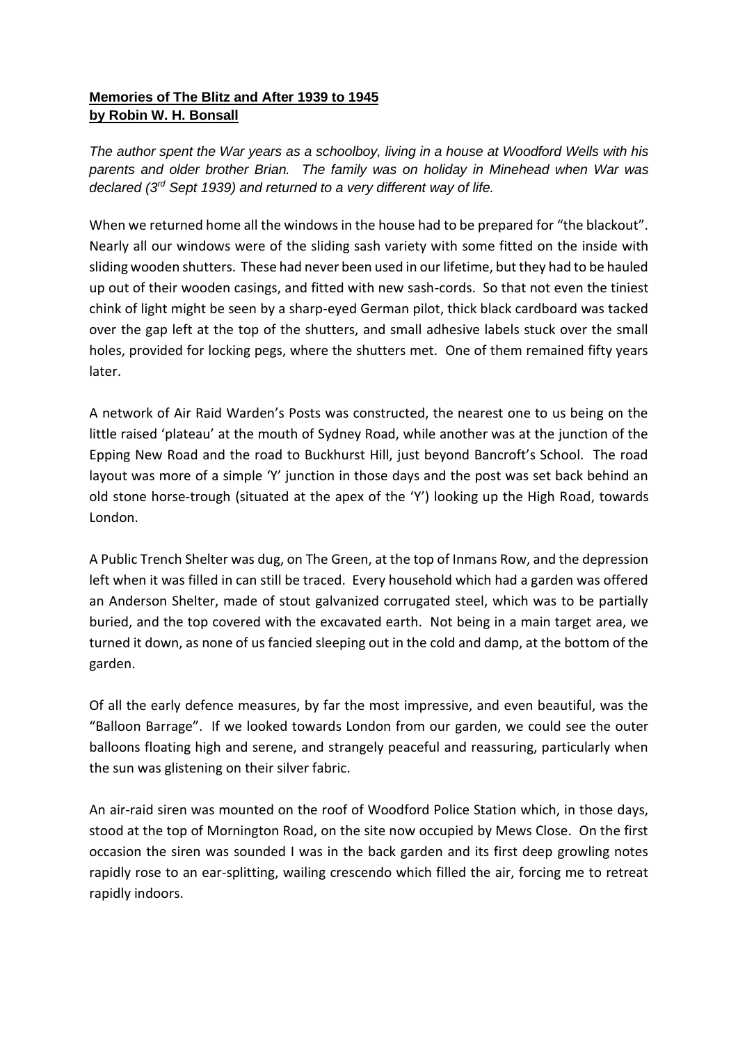**Memories of The Blitz and After 1939 to 1945**
**by Robin W. H. Bonsall**

*The author spent the War years as a schoolboy, living in a house at Woodford Wells with his parents and older brother Brian. The family was on holiday in Minehead when War was declared (3rd Sept 1939) and returned to a very different way of life.*

When we returned home all the windows in the house had to be prepared for "the blackout". Nearly all our windows were of the sliding sash variety with some fitted on the inside with sliding wooden shutters. These had never been used in our lifetime, but they had to be hauled up out of their wooden casings, and fitted with new sash-cords. So that not even the tiniest chink of light might be seen by a sharp-eyed German pilot, thick black cardboard was tacked over the gap left at the top of the shutters, and small adhesive labels stuck over the small holes, provided for locking pegs, where the shutters met. One of them remained fifty years later.

A network of Air Raid Warden's Posts was constructed, the nearest one to us being on the little raised 'plateau' at the mouth of Sydney Road, while another was at the junction of the Epping New Road and the road to Buckhurst Hill, just beyond Bancroft's School. The road layout was more of a simple 'Y' junction in those days and the post was set back behind an old stone horse-trough (situated at the apex of the 'Y') looking up the High Road, towards London.

A Public Trench Shelter was dug, on The Green, at the top of Inmans Row, and the depression left when it was filled in can still be traced. Every household which had a garden was offered an Anderson Shelter, made of stout galvanized corrugated steel, which was to be partially buried, and the top covered with the excavated earth. Not being in a main target area, we turned it down, as none of us fancied sleeping out in the cold and damp, at the bottom of the garden.

Of all the early defence measures, by far the most impressive, and even beautiful, was the "Balloon Barrage". If we looked towards London from our garden, we could see the outer balloons floating high and serene, and strangely peaceful and reassuring, particularly when the sun was glistening on their silver fabric.

An air-raid siren was mounted on the roof of Woodford Police Station which, in those days, stood at the top of Mornington Road, on the site now occupied by Mews Close. On the first occasion the siren was sounded I was in the back garden and its first deep growling notes rapidly rose to an ear-splitting, wailing crescendo which filled the air, forcing me to retreat rapidly indoors.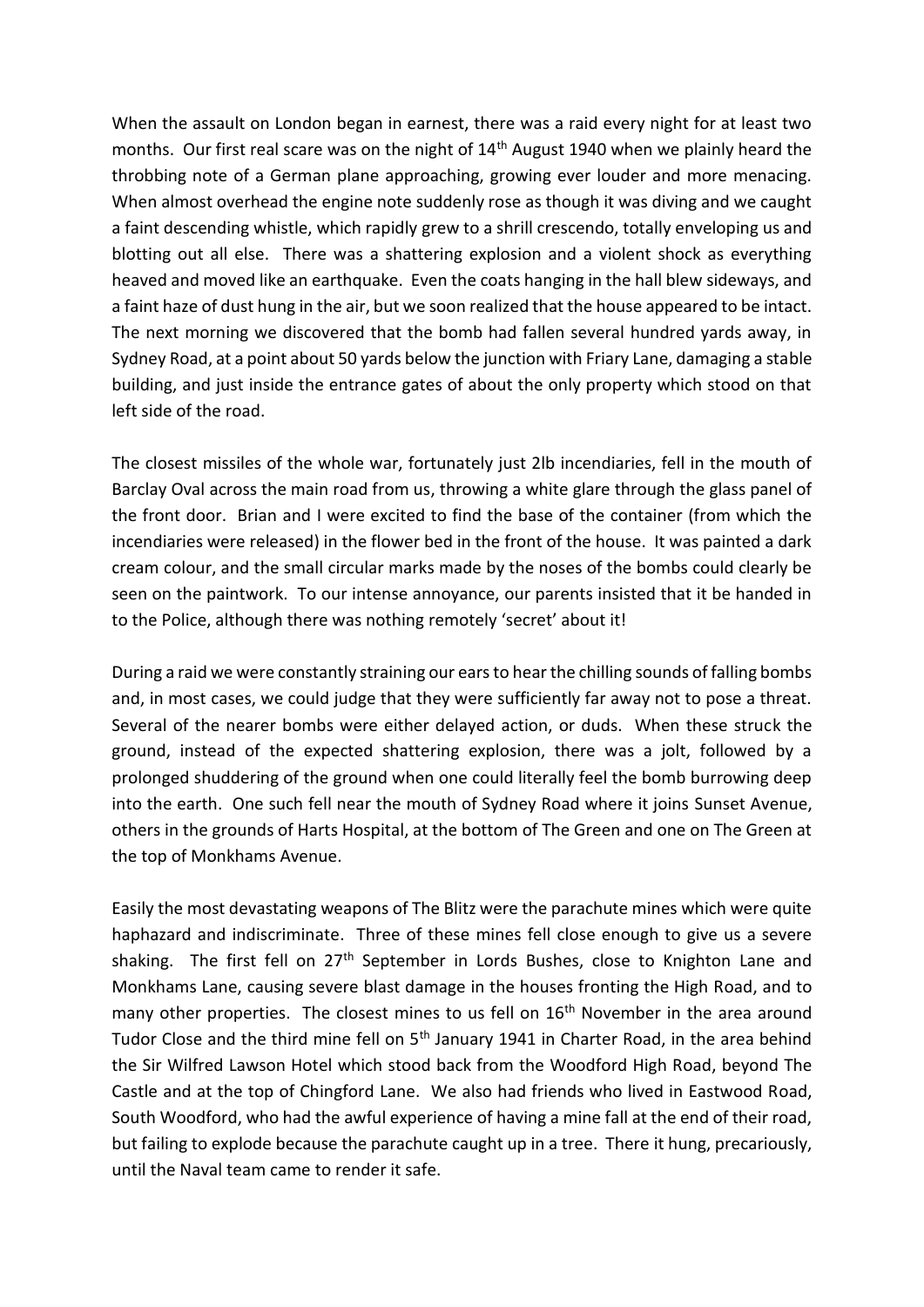When the assault on London began in earnest, there was a raid every night for at least two months. Our first real scare was on the night of 14th August 1940 when we plainly heard the throbbing note of a German plane approaching, growing ever louder and more menacing. When almost overhead the engine note suddenly rose as though it was diving and we caught a faint descending whistle, which rapidly grew to a shrill crescendo, totally enveloping us and blotting out all else. There was a shattering explosion and a violent shock as everything heaved and moved like an earthquake. Even the coats hanging in the hall blew sideways, and a faint haze of dust hung in the air, but we soon realized that the house appeared to be intact. The next morning we discovered that the bomb had fallen several hundred yards away, in Sydney Road, at a point about 50 yards below the junction with Friary Lane, damaging a stable building, and just inside the entrance gates of about the only property which stood on that left side of the road.

The closest missiles of the whole war, fortunately just 2lb incendiaries, fell in the mouth of Barclay Oval across the main road from us, throwing a white glare through the glass panel of the front door. Brian and I were excited to find the base of the container (from which the incendiaries were released) in the flower bed in the front of the house. It was painted a dark cream colour, and the small circular marks made by the noses of the bombs could clearly be seen on the paintwork. To our intense annoyance, our parents insisted that it be handed in to the Police, although there was nothing remotely 'secret' about it!

During a raid we were constantly straining our ears to hear the chilling sounds of falling bombs and, in most cases, we could judge that they were sufficiently far away not to pose a threat. Several of the nearer bombs were either delayed action, or duds. When these struck the ground, instead of the expected shattering explosion, there was a jolt, followed by a prolonged shuddering of the ground when one could literally feel the bomb burrowing deep into the earth. One such fell near the mouth of Sydney Road where it joins Sunset Avenue, others in the grounds of Harts Hospital, at the bottom of The Green and one on The Green at the top of Monkhams Avenue.

Easily the most devastating weapons of The Blitz were the parachute mines which were quite haphazard and indiscriminate. Three of these mines fell close enough to give us a severe shaking. The first fell on 27th September in Lords Bushes, close to Knighton Lane and Monkhams Lane, causing severe blast damage in the houses fronting the High Road, and to many other properties. The closest mines to us fell on 16th November in the area around Tudor Close and the third mine fell on 5th January 1941 in Charter Road, in the area behind the Sir Wilfred Lawson Hotel which stood back from the Woodford High Road, beyond The Castle and at the top of Chingford Lane. We also had friends who lived in Eastwood Road, South Woodford, who had the awful experience of having a mine fall at the end of their road, but failing to explode because the parachute caught up in a tree. There it hung, precariously, until the Naval team came to render it safe.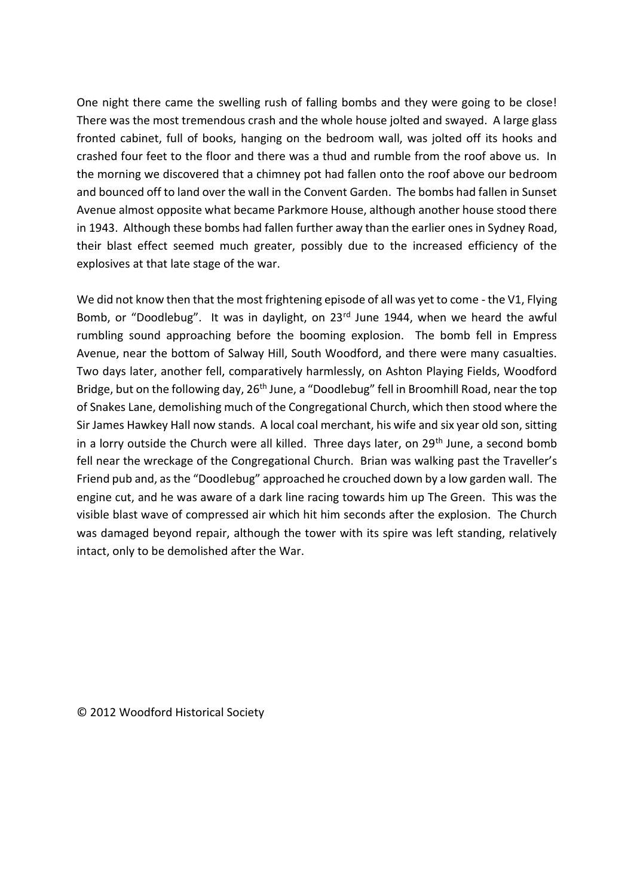One night there came the swelling rush of falling bombs and they were going to be close! There was the most tremendous crash and the whole house jolted and swayed. A large glass fronted cabinet, full of books, hanging on the bedroom wall, was jolted off its hooks and crashed four feet to the floor and there was a thud and rumble from the roof above us. In the morning we discovered that a chimney pot had fallen onto the roof above our bedroom and bounced off to land over the wall in the Convent Garden. The bombs had fallen in Sunset Avenue almost opposite what became Parkmore House, although another house stood there in 1943. Although these bombs had fallen further away than the earlier ones in Sydney Road, their blast effect seemed much greater, possibly due to the increased efficiency of the explosives at that late stage of the war.

We did not know then that the most frightening episode of all was yet to come - the V1, Flying Bomb, or "Doodlebug". It was in daylight, on 23rd June 1944, when we heard the awful rumbling sound approaching before the booming explosion. The bomb fell in Empress Avenue, near the bottom of Salway Hill, South Woodford, and there were many casualties. Two days later, another fell, comparatively harmlessly, on Ashton Playing Fields, Woodford Bridge, but on the following day, 26th June, a "Doodlebug" fell in Broomhill Road, near the top of Snakes Lane, demolishing much of the Congregational Church, which then stood where the Sir James Hawkey Hall now stands. A local coal merchant, his wife and six year old son, sitting in a lorry outside the Church were all killed. Three days later, on 29th June, a second bomb fell near the wreckage of the Congregational Church. Brian was walking past the Traveller's Friend pub and, as the "Doodlebug" approached he crouched down by a low garden wall. The engine cut, and he was aware of a dark line racing towards him up The Green. This was the visible blast wave of compressed air which hit him seconds after the explosion. The Church was damaged beyond repair, although the tower with its spire was left standing, relatively intact, only to be demolished after the War.

© 2012 Woodford Historical Society